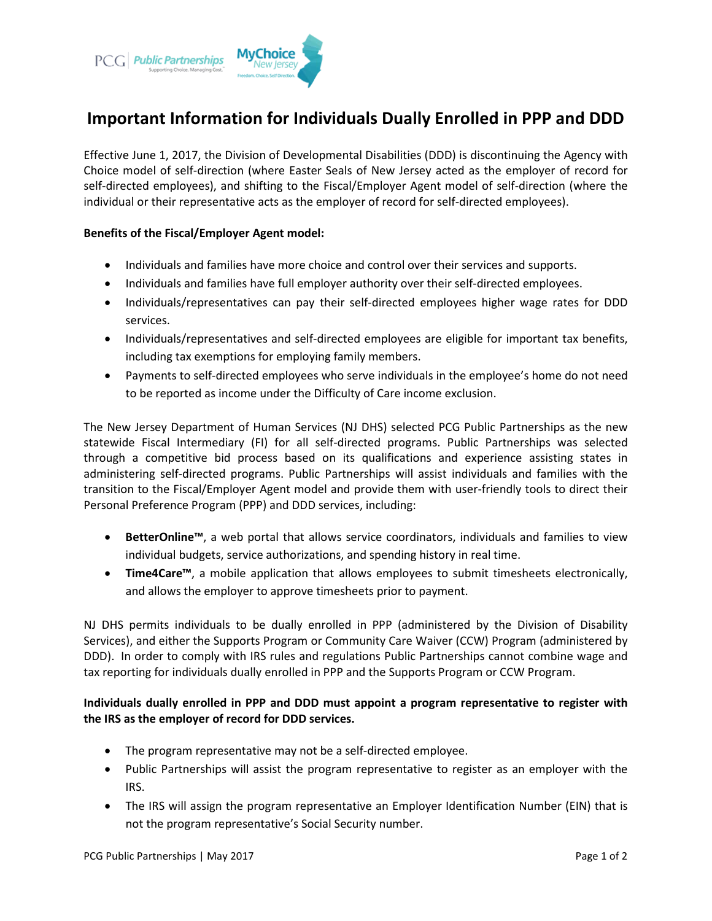# Important Information for Individuals Dually Enrolled in PPP and DDD

Effective June 1, 2017, the Division of Developmental Disabilities (DDD) is discontinuing the Agency with Choice model of self-direction (where Easter Seals of New Jersey acted as the employer of record for self-directed employees), and shifting to the Fiscal/Employer Agent model of self-direction (where the individual or their representative acts as the employer of record for self-directed employees).

**Benefits of the Fiscal/Employer Agent model:**

- Individuals and families have more choice and control over their services and supports.
- Individuals and families have full employer authority over their self-directed employees.
- Individuals/representatives can pay their self-directed employees higher wage rates for DDD services.
- Individuals/representatives and self-directed employees are eligible for important tax benefits, including tax exemptions for employing family members.
- Payments to self-directed employees who serve individuals in the employee's home do not need to be reported as income under the Difficulty of Care income exclusion.

The New Jersey Department of Human Services (NJ DHS) selected PCG Public Partnerships as the new statewide Fiscal Intermediary (FI) for all self-directed programs. Public Partnerships was selected through a competitive bid process based on its qualifications and experience assisting states in administering self-directed programs. Public Partnerships will assist individuals and families with the transition to the Fiscal/Employer Agent model and provide them with user-friendly tools to direct their Personal Preference Program (PPP) and DDD services, including:

- **BetterOnline™**, a web portal that allows service coordinators, individuals and families to view individual budgets, service authorizations, and spending history in real time.
- **Time4Care™**, a mobile application that allows employees to submit timesheets electronically, and allows the employer to approve timesheets prior to payment.

NJ DHS permits individuals to be dually enrolled in PPP (administered by the Division of Disability Services), and either the Supports Program or Community Care Waiver (CCW) Program (administered by DDD). In order to comply with IRS rules and regulations Public Partnerships cannot combine wage and tax reporting for individuals dually enrolled in PPP and the Supports Program or CCW Program.

**Individuals dually enrolled in PPP and DDD must appoint a program representative to register with the IRS as the employer of record for DDD services.**

- The program representative may not be a self-directed employee.
- Public Partnerships will assist the program representative to register as an employer with the IRS.
- The IRS will assign the program representative an Employer Identification Number (EIN) that is not the program representative's Social Security number.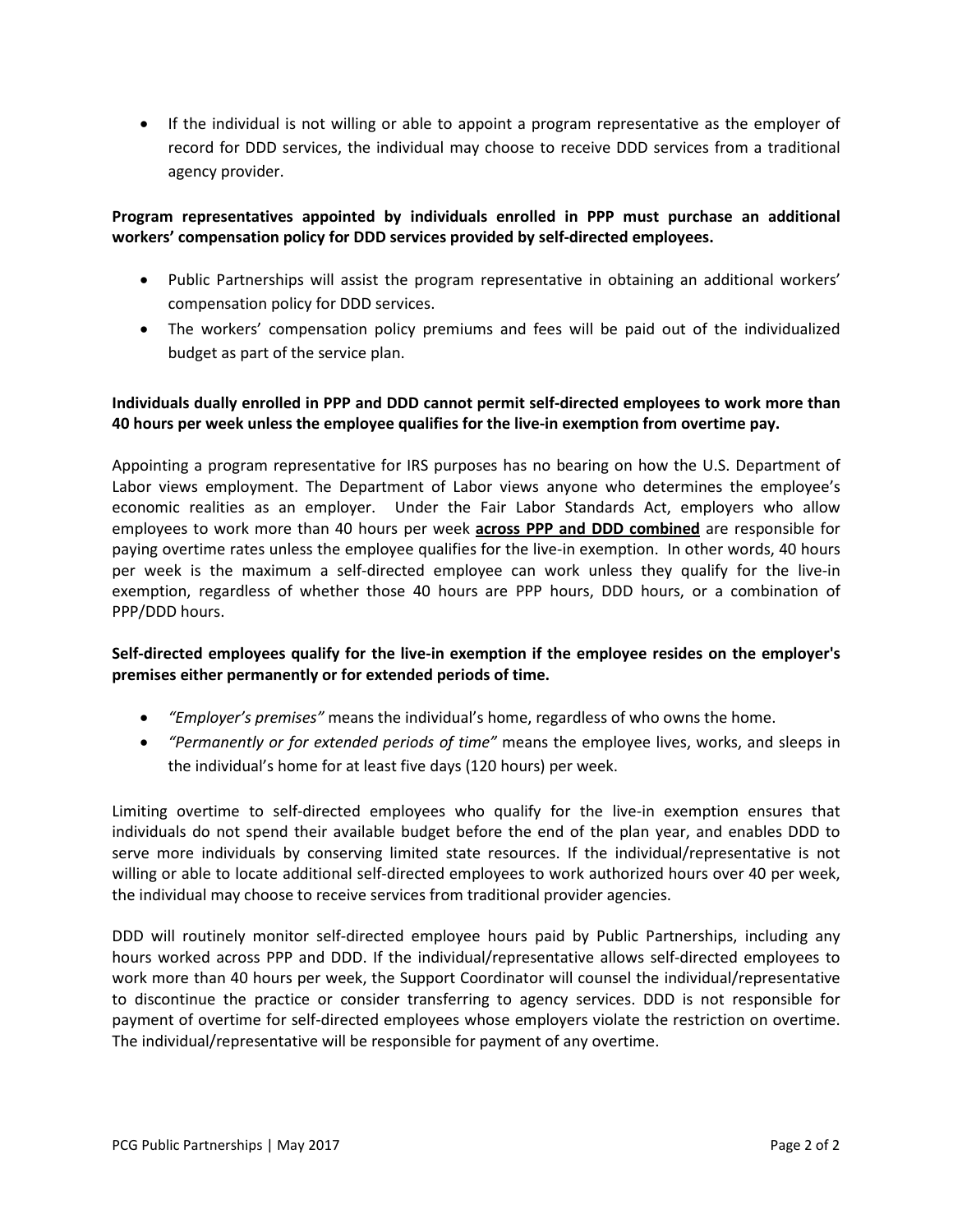- If the individual is not willing or able to appoint a program representative as the employer of record for DDD services, the individual may choose to receive DDD services from a traditional agency provider.

**Program representatives appointed by individuals enrolled in PPP must purchase an additional workers' compensation policy for DDD services provided by self-directed employees.**

- Public Partnerships will assist the program representative in obtaining an additional workers' compensation policy for DDD services.
- The workers' compensation policy premiums and fees will be paid out of the individualized budget as part of the service plan.

**Individuals dually enrolled in PPP and DDD cannot permit self-directed employees to work more than 40 hours per week unless the employee qualifies for the live-in exemption from overtime pay.**

Appointing a program representative for IRS purposes has no bearing on how the U.S. Department of Labor views employment. The Department of Labor views anyone who determines the employee's economic realities as an employer. Under the Fair Labor Standards Act, employers who allow employees to work more than 40 hours per week **across PPP and DDD combined** are responsible for paying overtime rates unless the employee qualifies for the live-in exemption. In other words, 40 hours per week is the maximum a self-directed employee can work unless they qualify for the live-in exemption, regardless of whether those 40 hours are PPP hours, DDD hours, or a combination of PPP/DDD hours.

**Self-directed employees qualify for the live-in exemption if the employee resides on the employer's premises either permanently or for extended periods of time.**

- *"Employer's premises"* means the individual's home, regardless of who owns the home.
- *"Permanently or for extended periods of time"* means the employee lives, works, and sleeps in the individual's home for at least five days (120 hours) per week.

Limiting overtime to self-directed employees who qualify for the live-in exemption ensures that individuals do not spend their available budget before the end of the plan year, and enables DDD to serve more individuals by conserving limited state resources. If the individual/representative is not willing or able to locate additional self-directed employees to work authorized hours over 40 per week, the individual may choose to receive services from traditional provider agencies.

DDD will routinely monitor self-directed employee hours paid by Public Partnerships, including any hours worked across PPP and DDD. If the individual/representative allows self-directed employees to work more than 40 hours per week, the Support Coordinator will counsel the individual/representative to discontinue the practice or consider transferring to agency services. DDD is not responsible for payment of overtime for self-directed employees whose employers violate the restriction on overtime. The individual/representative will be responsible for payment of any overtime.